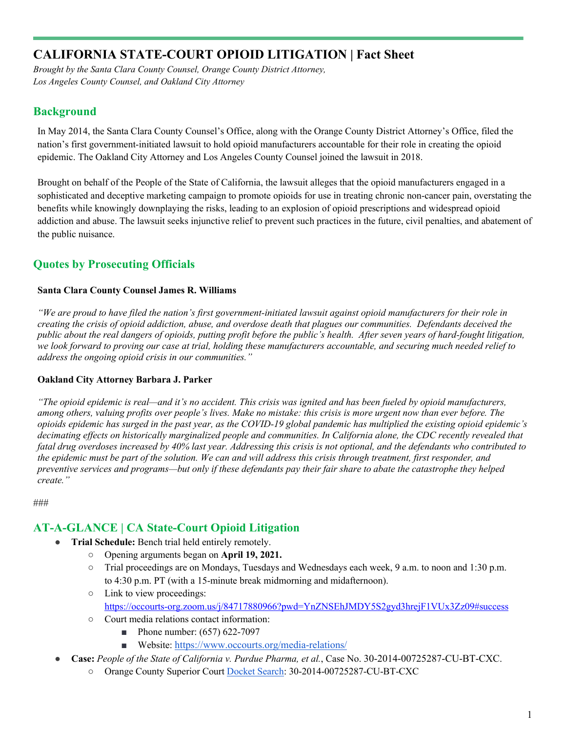# CALIFORNIA STATE-COURT OPIOID LITIGATION | Fact Sheet

*Brought by the Santa Clara County Counsel, Orange County District Attorney, Los Angeles County Counsel, and Oakland City Attorney*

## Background

In May 2014, the Santa Clara County Counsel's Office, along with the Orange County District Attorney's Office, filed the nation's first government-initiated lawsuit to hold opioid manufacturers accountable for their role in creating the opioid epidemic. The Oakland City Attorney and Los Angeles County Counsel joined the lawsuit in 2018.

Brought on behalf of the People of the State of California, the lawsuit alleges that the opioid manufacturers engaged in a sophisticated and deceptive marketing campaign to promote opioids for use in treating chronic non-cancer pain, overstating the benefits while knowingly downplaying the risks, leading to an explosion of opioid prescriptions and widespread opioid addiction and abuse. The lawsuit seeks injunctive relief to prevent such practices in the future, civil penalties, and abatement of the public nuisance.

## Quotes by Prosecuting Officials

**Santa Clara County Counsel James R. Williams**

*"We are proud to have filed the nation's first government-initiated lawsuit against opioid manufacturers for their role in creating the crisis of opioid addiction, abuse, and overdose death that plagues our communities. Defendants deceived the public about the real dangers of opioids, putting profit before the public's health. After seven years of hard-fought litigation, we look forward to proving our case at trial, holding these manufacturers accountable, and securing much needed relief to address the ongoing opioid crisis in our communities."*

**Oakland City Attorney Barbara J. Parker**

*"The opioid epidemic is real—and it's no accident. This crisis was ignited and has been fueled by opioid manufacturers, among others, valuing profits over people's lives. Make no mistake: this crisis is more urgent now than ever before. The opioids epidemic has surged in the past year, as the COVID-19 global pandemic has multiplied the existing opioid epidemic's decimating effects on historically marginalized people and communities. In California alone, the CDC recently revealed that fatal drug overdoses increased by 40% last year. Addressing this crisis is not optional, and the defendants who contributed to the epidemic must be part of the solution. We can and will address this crisis through treatment, first responder, and preventive services and programs—but only if these defendants pay their fair share to abate the catastrophe they helped create."*

###

## AT-A-GLANCE | CA State-Court Opioid Litigation

- **Trial Schedule:** Bench trial held entirely remotely.
  - Opening arguments began on **April 19, 2021.**
  - Trial proceedings are on Mondays, Tuesdays and Wednesdays each week, 9 a.m. to noon and 1:30 p.m. to 4:30 p.m. PT (with a 15-minute break midmorning and midafternoon).
  - Link to view proceedings: https://occourts-org.zoom.us/j/84717880966?pwd=YnZNSEhJMDY5S2gyd3hrejF1VUx3Zz09#success
  - Court media relations contact information:
    - Phone number: (657) 622-7097
    - Website: https://www.occourts.org/media-relations/
- **Case:** *People of the State of California v. Purdue Pharma, et al.*, Case No. 30-2014-00725287-CU-BT-CXC.
  - Orange County Superior Court Docket Search: 30-2014-00725287-CU-BT-CXC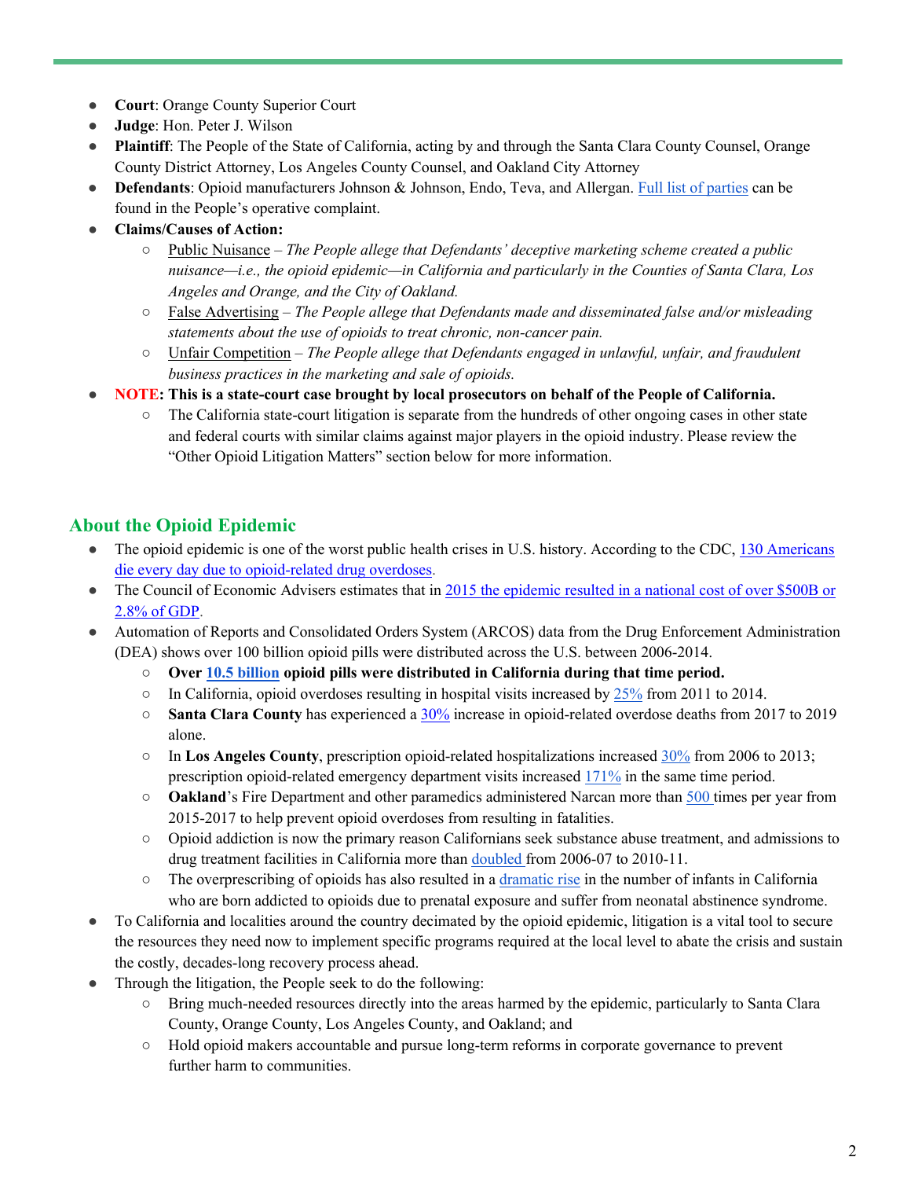- **Court**: Orange County Superior Court
- **Judge**: Hon. Peter J. Wilson
- **Plaintiff**: The People of the State of California, acting by and through the Santa Clara County Counsel, Orange County District Attorney, Los Angeles County Counsel, and Oakland City Attorney
- **Defendants**: Opioid manufacturers Johnson & Johnson, Endo, Teva, and Allergan. Full list of parties can be found in the People's operative complaint.
- **Claims/Causes of Action:**
  - Public Nuisance – *The People allege that Defendants' deceptive marketing scheme created a public nuisance—i.e., the opioid epidemic—in California and particularly in the Counties of Santa Clara, Los Angeles and Orange, and the City of Oakland.*
  - False Advertising – *The People allege that Defendants made and disseminated false and/or misleading statements about the use of opioids to treat chronic, non-cancer pain.*
  - Unfair Competition – *The People allege that Defendants engaged in unlawful, unfair, and fraudulent business practices in the marketing and sale of opioids.*
- **NOTE: This is a state-court case brought by local prosecutors on behalf of the People of California.**
  - The California state-court litigation is separate from the hundreds of other ongoing cases in other state and federal courts with similar claims against major players in the opioid industry. Please review the "Other Opioid Litigation Matters" section below for more information.

## About the Opioid Epidemic

- The opioid epidemic is one of the worst public health crises in U.S. history. According to the CDC, 130 Americans die every day due to opioid-related drug overdoses.
- The Council of Economic Advisers estimates that in 2015 the epidemic resulted in a national cost of over $500B or 2.8% of GDP.
- Automation of Reports and Consolidated Orders System (ARCOS) data from the Drug Enforcement Administration (DEA) shows over 100 billion opioid pills were distributed across the U.S. between 2006-2014.
  - **Over 10.5 billion opioid pills were distributed in California during that time period.**
  - In California, opioid overdoses resulting in hospital visits increased by 25% from 2011 to 2014.
  - **Santa Clara County** has experienced a 30% increase in opioid-related overdose deaths from 2017 to 2019 alone.
  - In **Los Angeles County**, prescription opioid-related hospitalizations increased 30% from 2006 to 2013; prescription opioid-related emergency department visits increased 171% in the same time period.
  - **Oakland**'s Fire Department and other paramedics administered Narcan more than 500 times per year from 2015-2017 to help prevent opioid overdoses from resulting in fatalities.
  - Opioid addiction is now the primary reason Californians seek substance abuse treatment, and admissions to drug treatment facilities in California more than doubled from 2006-07 to 2010-11.
  - The overprescribing of opioids has also resulted in a dramatic rise in the number of infants in California who are born addicted to opioids due to prenatal exposure and suffer from neonatal abstinence syndrome.
- To California and localities around the country decimated by the opioid epidemic, litigation is a vital tool to secure the resources they need now to implement specific programs required at the local level to abate the crisis and sustain the costly, decades-long recovery process ahead.
- Through the litigation, the People seek to do the following:
  - Bring much-needed resources directly into the areas harmed by the epidemic, particularly to Santa Clara County, Orange County, Los Angeles County, and Oakland; and
  - Hold opioid makers accountable and pursue long-term reforms in corporate governance to prevent further harm to communities.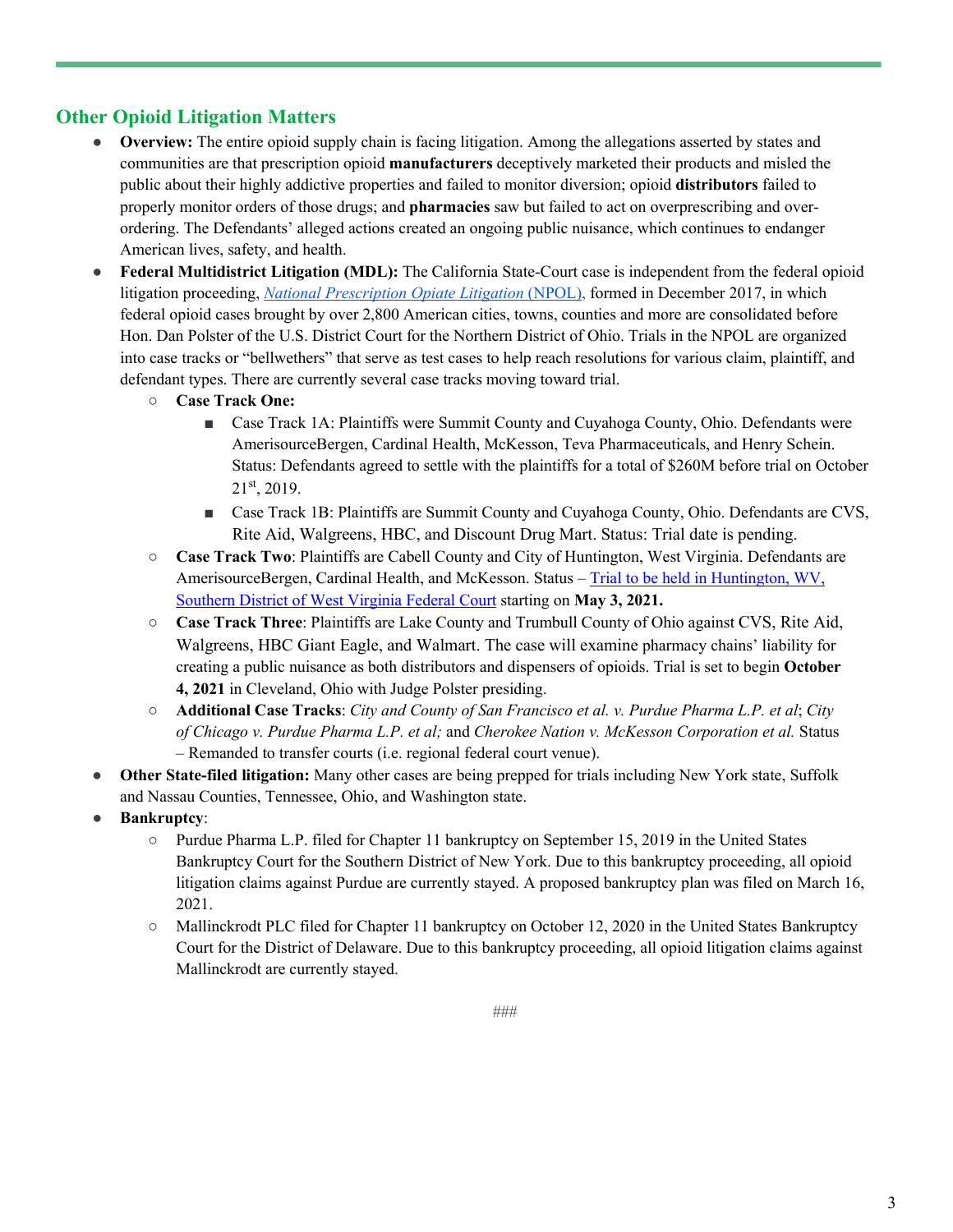## Other Opioid Litigation Matters

- **Overview:** The entire opioid supply chain is facing litigation. Among the allegations asserted by states and communities are that prescription opioid **manufacturers** deceptively marketed their products and misled the public about their highly addictive properties and failed to monitor diversion; opioid **distributors** failed to properly monitor orders of those drugs; and **pharmacies** saw but failed to act on overprescribing and over-ordering. The Defendants' alleged actions created an ongoing public nuisance, which continues to endanger American lives, safety, and health.
- **Federal Multidistrict Litigation (MDL):** The California State-Court case is independent from the federal opioid litigation proceeding, *National Prescription Opiate Litigation* (NPOL), formed in December 2017, in which federal opioid cases brought by over 2,800 American cities, towns, counties and more are consolidated before Hon. Dan Polster of the U.S. District Court for the Northern District of Ohio. Trials in the NPOL are organized into case tracks or "bellwethers" that serve as test cases to help reach resolutions for various claim, plaintiff, and defendant types. There are currently several case tracks moving toward trial.
  - **Case Track One:**
    - Case Track 1A: Plaintiffs were Summit County and Cuyahoga County, Ohio. Defendants were AmerisourceBergen, Cardinal Health, McKesson, Teva Pharmaceuticals, and Henry Schein. Status: Defendants agreed to settle with the plaintiffs for a total of $260M before trial on October 21st, 2019.
    - Case Track 1B: Plaintiffs are Summit County and Cuyahoga County, Ohio. Defendants are CVS, Rite Aid, Walgreens, HBC, and Discount Drug Mart. Status: Trial date is pending.
  - **Case Track Two**: Plaintiffs are Cabell County and City of Huntington, West Virginia. Defendants are AmerisourceBergen, Cardinal Health, and McKesson. Status – Trial to be held in Huntington, WV, Southern District of West Virginia Federal Court starting on **May 3, 2021.**
  - **Case Track Three**: Plaintiffs are Lake County and Trumbull County of Ohio against CVS, Rite Aid, Walgreens, HBC Giant Eagle, and Walmart. The case will examine pharmacy chains' liability for creating a public nuisance as both distributors and dispensers of opioids. Trial is set to begin **October 4, 2021** in Cleveland, Ohio with Judge Polster presiding.
  - **Additional Case Tracks**: *City and County of San Francisco et al. v. Purdue Pharma L.P. et al*; *City of Chicago v. Purdue Pharma L.P. et al;* and *Cherokee Nation v. McKesson Corporation et al.* Status – Remanded to transfer courts (i.e. regional federal court venue).
- **Other State-filed litigation:** Many other cases are being prepped for trials including New York state, Suffolk and Nassau Counties, Tennessee, Ohio, and Washington state.
- **Bankruptcy**:
  - Purdue Pharma L.P. filed for Chapter 11 bankruptcy on September 15, 2019 in the United States Bankruptcy Court for the Southern District of New York. Due to this bankruptcy proceeding, all opioid litigation claims against Purdue are currently stayed. A proposed bankruptcy plan was filed on March 16, 2021.
  - Mallinckrodt PLC filed for Chapter 11 bankruptcy on October 12, 2020 in the United States Bankruptcy Court for the District of Delaware. Due to this bankruptcy proceeding, all opioid litigation claims against Mallinckrodt are currently stayed.

###